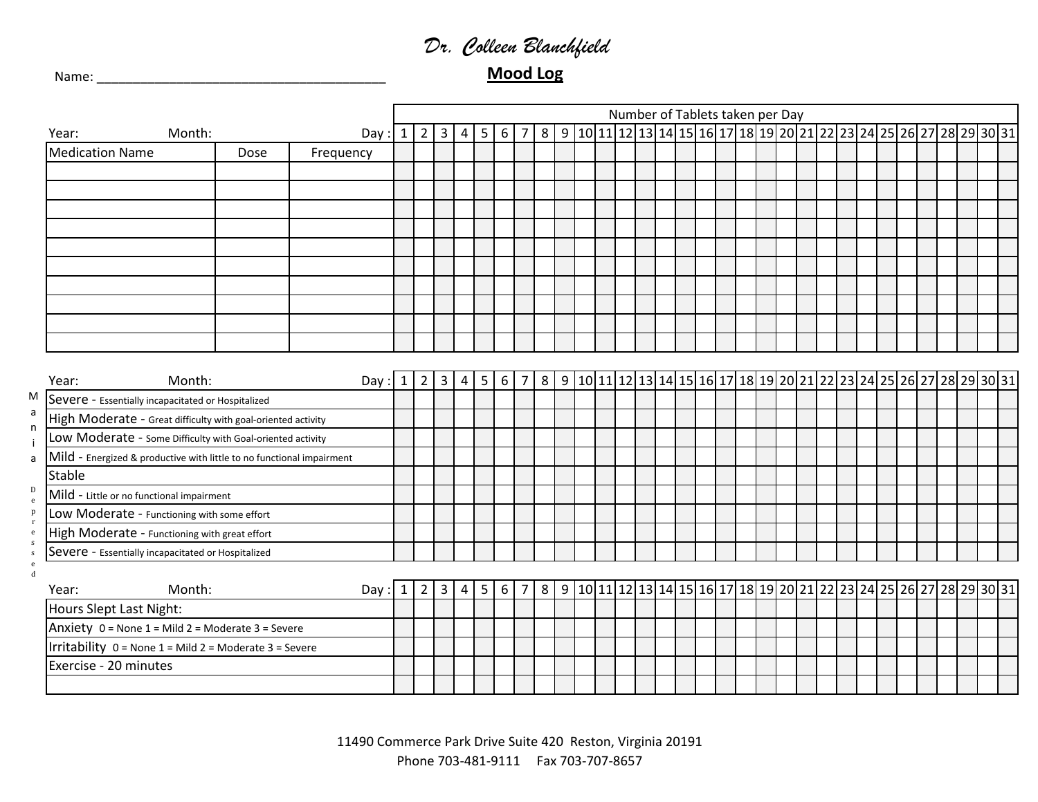*Dr. Colleen Blanchfield*

**Mood Log**

Name: ________________________________________

| | | | Number of Tablets taken per Day | | | | | | | | | | | | | | | | | | | | | | | | | | | | | |
|---|---|---|---|---|---|---|---|---|---|---|---|---|---|---|---|---|---|---|---|---|---|---|---|---|---|---|---|---|---|---|---|---|---|
| Year: | Month: | Day : | 1 | 2 | 3 | 4 | 5 | 6 | 7 | 8 | 9 | 10 | 11 | 12 | 13 | 14 | 15 | 16 | 17 | 18 | 19 | 20 | 21 | 22 | 23 | 24 | 25 | 26 | 27 | 28 | 29 | 30 | 31 |
| Medication Name | Dose | Frequency | | | | | | | | | | | | | | | | | | | | | | | | | | | | | | | |
| | | | | | | | | | | | | | | | | | | | | | | | | | | | | | | | | | |
| | | | | | | | | | | | | | | | | | | | | | | | | | | | | | | | | | |
| | | | | | | | | | | | | | | | | | | | | | | | | | | | | | | | | | |
| | | | | | | | | | | | | | | | | | | | | | | | | | | | | | | | | | |
| | | | | | | | | | | | | | | | | | | | | | | | | | | | | | | | | | |
| | | | | | | | | | | | | | | | | | | | | | | | | | | | | | | | | | |
| | | | | | | | | | | | | | | | | | | | | | | | | | | | | | | | | | |
| | | | | | | | | | | | | | | | | | | | | | | | | | | | | | | | | | |
| | | | | | | | | | | | | | | | | | | | | | | | | | | | | | | | | | |
| | | | | | | | | | | | | | | | | | | | | | | | | | | | | | | | | | |

| | Year: &nbsp;&nbsp; Month: &nbsp;&nbsp; Day : | 1 | 2 | 3 | 4 | 5 | 6 | 7 | 8 | 9 | 10 | 11 | 12 | 13 | 14 | 15 | 16 | 17 | 18 | 19 | 20 | 21 | 22 | 23 | 24 | 25 | 26 | 27 | 28 | 29 | 30 | 31 |
|---|---|---|---|---|---|---|---|---|---|---|---|---|---|---|---|---|---|---|---|---|---|---|---|---|---|---|---|---|---|---|---|---|
| Mania | Severe - Essentially incapacitated or Hospitalized | | | | | | | | | | | | | | | | | | | | | | | | | | | | | | | |
| | High Moderate - Great difficulty with goal-oriented activity | | | | | | | | | | | | | | | | | | | | | | | | | | | | | | | |
| | Low Moderate - Some Difficulty with Goal-oriented activity | | | | | | | | | | | | | | | | | | | | | | | | | | | | | | | |
| | Mild - Energized & productive with little to no functional impairment | | | | | | | | | | | | | | | | | | | | | | | | | | | | | | | |
| | Stable | | | | | | | | | | | | | | | | | | | | | | | | | | | | | | | |
| Depressed | Mild - Little or no functional impairment | | | | | | | | | | | | | | | | | | | | | | | | | | | | | | | |
| | Low Moderate - Functioning with some effort | | | | | | | | | | | | | | | | | | | | | | | | | | | | | | | |
| | High Moderate - Functioning with great effort | | | | | | | | | | | | | | | | | | | | | | | | | | | | | | | |
| | Severe - Essentially incapacitated or Hospitalized | | | | | | | | | | | | | | | | | | | | | | | | | | | | | | | |

| Year: &nbsp;&nbsp; Month: &nbsp;&nbsp; Day : | 1 | 2 | 3 | 4 | 5 | 6 | 7 | 8 | 9 | 10 | 11 | 12 | 13 | 14 | 15 | 16 | 17 | 18 | 19 | 20 | 21 | 22 | 23 | 24 | 25 | 26 | 27 | 28 | 29 | 30 | 31 |
|---|---|---|---|---|---|---|---|---|---|---|---|---|---|---|---|---|---|---|---|---|---|---|---|---|---|---|---|---|---|---|---|
| Hours Slept Last Night: | | | | | | | | | | | | | | | | | | | | | | | | | | | | | | | |
| Anxiety 0 = None 1 = Mild 2 = Moderate 3 = Severe | | | | | | | | | | | | | | | | | | | | | | | | | | | | | | | |
| Irritability 0 = None 1 = Mild 2 = Moderate 3 = Severe | | | | | | | | | | | | | | | | | | | | | | | | | | | | | | | |
| Exercise - 20 minutes | | | | | | | | | | | | | | | | | | | | | | | | | | | | | | | |
| | | | | | | | | | | | | | | | | | | | | | | | | | | | | | | | |

11490 Commerce Park Drive Suite 420 Reston, Virginia 20191
Phone 703-481-9111 Fax 703-707-8657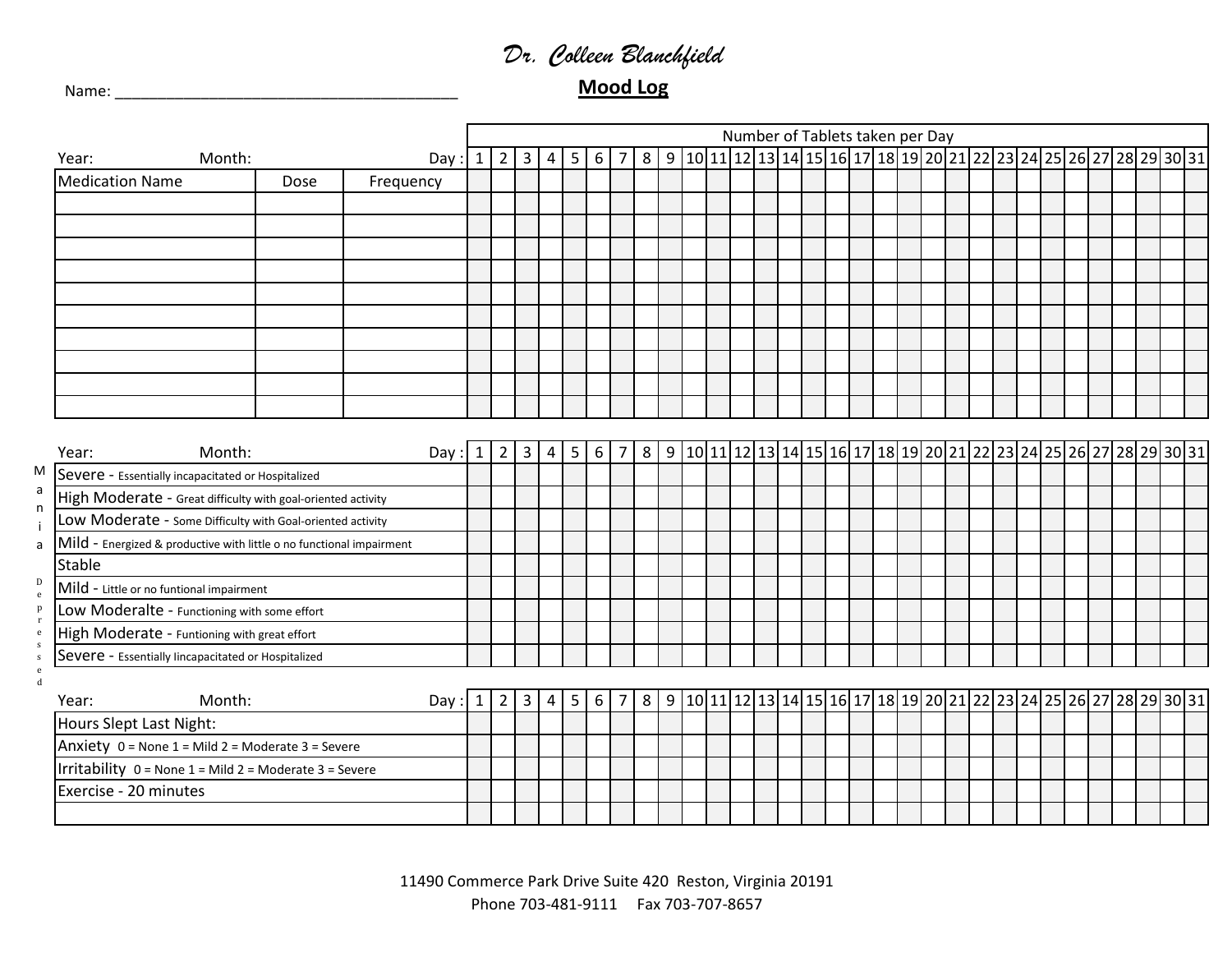*Dr. Colleen Blanchfield*

**Mood Log**

Name: _______________________________________

| | | | Number of Tablets taken per Day | | | | | | | | | | | | | | | | | | | | | | | | | | | | | | |
|---|---|---|---|---|---|---|---|---|---|---|---|---|---|---|---|---|---|---|---|---|---|---|---|---|---|---|---|---|---|---|---|---|---|
| Year: | Month: | Day : | 1 | 2 | 3 | 4 | 5 | 6 | 7 | 8 | 9 | 10 | 11 | 12 | 13 | 14 | 15 | 16 | 17 | 18 | 19 | 20 | 21 | 22 | 23 | 24 | 25 | 26 | 27 | 28 | 29 | 30 | 31 |
| Medication Name | Dose | Frequency | | | | | | | | | | | | | | | | | | | | | | | | | | | | | | | |
| | | | | | | | | | | | | | | | | | | | | | | | | | | | | | | | | | |
| | | | | | | | | | | | | | | | | | | | | | | | | | | | | | | | | | |
| | | | | | | | | | | | | | | | | | | | | | | | | | | | | | | | | | |
| | | | | | | | | | | | | | | | | | | | | | | | | | | | | | | | | | |
| | | | | | | | | | | | | | | | | | | | | | | | | | | | | | | | | | |
| | | | | | | | | | | | | | | | | | | | | | | | | | | | | | | | | | |
| | | | | | | | | | | | | | | | | | | | | | | | | | | | | | | | | | |
| | | | | | | | | | | | | | | | | | | | | | | | | | | | | | | | | | |
| | | | | | | | | | | | | | | | | | | | | | | | | | | | | | | | | | |
| | | | | | | | | | | | | | | | | | | | | | | | | | | | | | | | | | |

| | Year: | Month: | Day : | 1 | 2 | 3 | 4 | 5 | 6 | 7 | 8 | 9 | 10 | 11 | 12 | 13 | 14 | 15 | 16 | 17 | 18 | 19 | 20 | 21 | 22 | 23 | 24 | 25 | 26 | 27 | 28 | 29 | 30 | 31 |
|---|---|---|---|---|---|---|---|---|---|---|---|---|---|---|---|---|---|---|---|---|---|---|---|---|---|---|---|---|---|---|---|---|---|---|
| Mania | Severe - Essentially incapacitated or Hospitalized | | | | | | | | | | | | | | | | | | | | | | | | | | | | | | | | | |
| Mania | High Moderate - Great difficulty with goal-oriented activity | | | | | | | | | | | | | | | | | | | | | | | | | | | | | | | | | |
| Mania | Low Moderate - Some Difficulty with Goal-oriented activity | | | | | | | | | | | | | | | | | | | | | | | | | | | | | | | | | |
| Mania | Mild - Energized & productive with little o no functional impairment | | | | | | | | | | | | | | | | | | | | | | | | | | | | | | | | | |
| | Stable | | | | | | | | | | | | | | | | | | | | | | | | | | | | | | | | | |
| Depressed | Mild - Little or no funtional impairment | | | | | | | | | | | | | | | | | | | | | | | | | | | | | | | | | |
| Depressed | Low Moderalte - Functioning with some effort | | | | | | | | | | | | | | | | | | | | | | | | | | | | | | | | | |
| Depressed | High Moderate - Funtioning with great effort | | | | | | | | | | | | | | | | | | | | | | | | | | | | | | | | | |
| Depressed | Severe - Essentially Iincapacitated or Hospitalized | | | | | | | | | | | | | | | | | | | | | | | | | | | | | | | | | |

| Year: | Month: | Day : | 1 | 2 | 3 | 4 | 5 | 6 | 7 | 8 | 9 | 10 | 11 | 12 | 13 | 14 | 15 | 16 | 17 | 18 | 19 | 20 | 21 | 22 | 23 | 24 | 25 | 26 | 27 | 28 | 29 | 30 | 31 |
|---|---|---|---|---|---|---|---|---|---|---|---|---|---|---|---|---|---|---|---|---|---|---|---|---|---|---|---|---|---|---|---|---|---|
| Hours Slept Last Night: | | | | | | | | | | | | | | | | | | | | | | | | | | | | | | | | | |
| Anxiety 0 = None 1 = Mild 2 = Moderate 3 = Severe | | | | | | | | | | | | | | | | | | | | | | | | | | | | | | | | | |
| Irritability 0 = None 1 = Mild 2 = Moderate 3 = Severe | | | | | | | | | | | | | | | | | | | | | | | | | | | | | | | | | |
| Exercise - 20 minutes | | | | | | | | | | | | | | | | | | | | | | | | | | | | | | | | | |
| | | | | | | | | | | | | | | | | | | | | | | | | | | | | | | | | | |

11490 Commerce Park Drive Suite 420 Reston, Virginia 20191
Phone 703-481-9111 Fax 703-707-8657